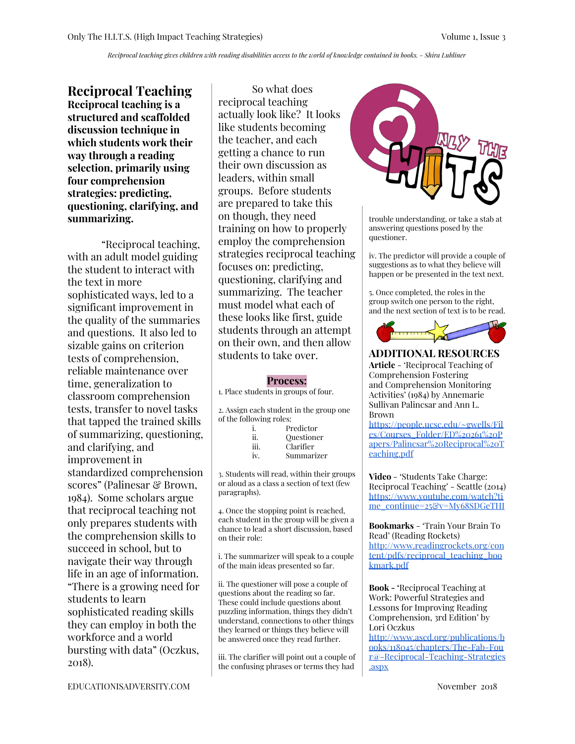*Reciprocal teaching gives children with reading disabilities access to the world of knowledge contained in books. - Shira Lubliner*

# Reciprocal Teaching

**Reciprocal teaching is a structured and scaffolded discussion technique in which students work their way through a reading selection, primarily using four comprehension strategies: predicting, questioning, clarifying, and summarizing.**

"Reciprocal teaching, with an adult model guiding the student to interact with the text in more sophisticated ways, led to a significant improvement in the quality of the summaries and questions. It also led to sizable gains on criterion tests of comprehension, reliable maintenance over time, generalization to classroom comprehension tests, transfer to novel tasks that tapped the trained skills of summarizing, questioning, and clarifying, and improvement in standardized comprehension scores" (Palinesar & Brown, 1984). Some scholars argue that reciprocal teaching not only prepares students with the comprehension skills to succeed in school, but to navigate their way through life in an age of information. "There is a growing need for students to learn sophisticated reading skills they can employ in both the workforce and a world bursting with data" (Oczkus, 2018).

So what does reciprocal teaching actually look like? It looks like students becoming the teacher, and each getting a chance to run their own discussion as leaders, within small groups. Before students are prepared to take this on though, they need training on how to properly employ the comprehension strategies reciprocal teaching focuses on: predicting, questioning, clarifying and summarizing. The teacher must model what each of these looks like first, guide students through an attempt on their own, and then allow students to take over.

## Process:

1. Place students in groups of four.

2. Assign each student in the group one of the following roles:
   - i. Predictor
   - ii. Questioner
   - iii. Clarifier
   - iv. Summarizer

3. Students will read, within their groups or aloud as a class a section of text (few paragraphs).

4. Once the stopping point is reached, each student in the group will be given a chance to lead a short discussion, based on their role:

i. The summarizer will speak to a couple of the main ideas presented so far.

ii. The questioner will pose a couple of questions about the reading so far. These could include questions about puzzling information, things they didn't understand, connections to other things they learned or things they believe will be answered once they read further.

iii. The clarifier will point out a couple of the confusing phrases or terms they had trouble understanding, or take a stab at answering questions posed by the questioner.

iv. The predictor will provide a couple of suggestions as to what they believe will happen or be presented in the text next.

5. Once completed, the roles in the group switch one person to the right, and the next section of text is to be read.

## ADDITIONAL RESOURCES

**Article** - 'Reciprocal Teaching of Comprehension Fostering and Comprehension Monitoring Activities' (1984) by Annemarie Sullivan Palincsar and Ann L. Brown
https://people.ucsc.edu/~gwells/Files/Courses_Folder/ED%20261%20Papers/Palincsar%20Reciprocal%20Teaching.pdf

**Video** - 'Students Take Charge: Reciprocal Teaching' - Seattle (2014)
https://www.youtube.com/watch?time_continue=25&v=My68SDGeTHI

**Bookmarks** - 'Train Your Brain To Read' (Reading Rockets)
http://www.readingrockets.org/content/pdfs/reciprocal_teaching_bookmark.pdf

**Book** - 'Reciprocal Teaching at Work: Powerful Strategies and Lessons for Improving Reading Comprehension, 3rd Edition' by Lori Oczkus
http://www.ascd.org/publications/books/118045/chapters/The-Fab-Four@-Reciprocal-Teaching-Strategies.aspx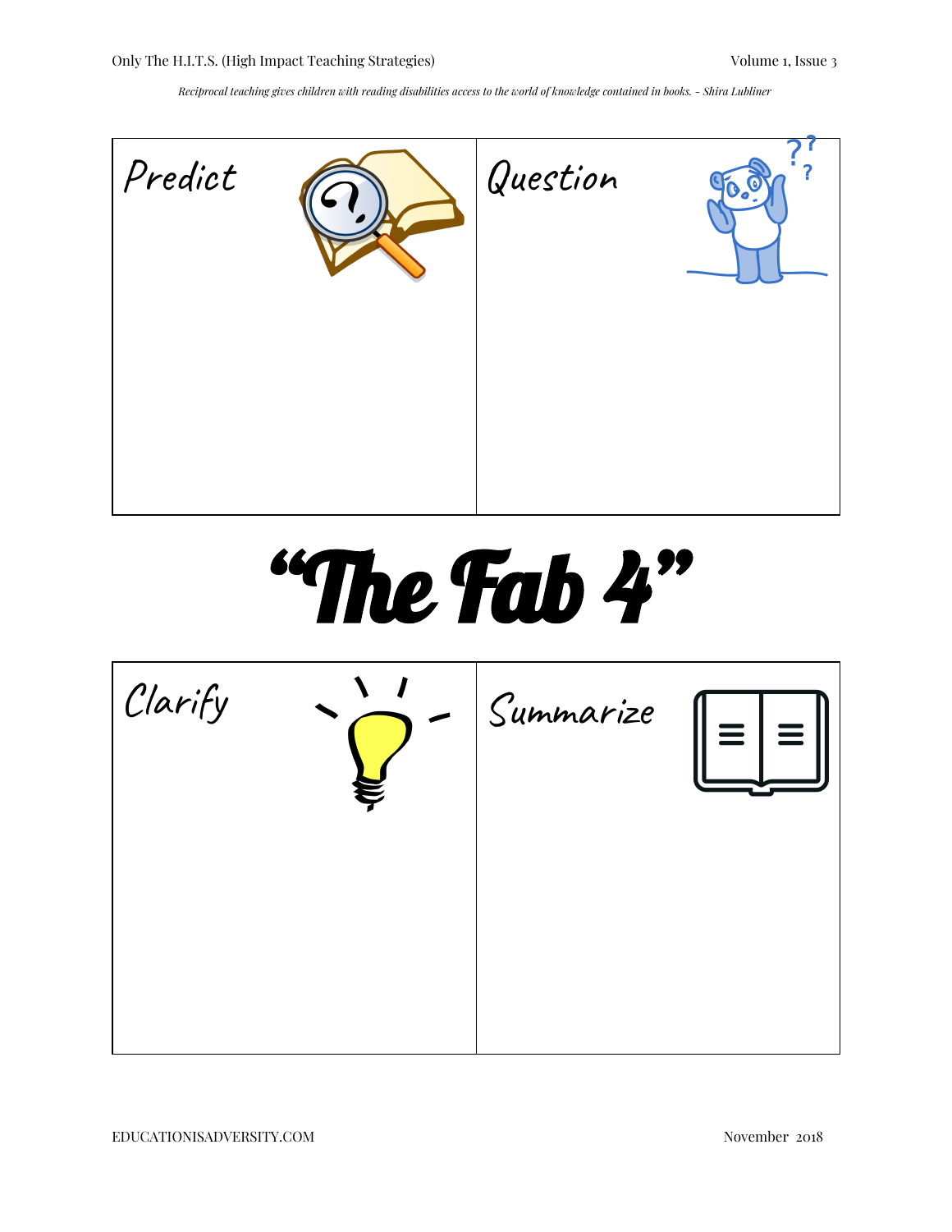*Reciprocal teaching gives children with reading disabilities access to the world of knowledge contained in books. - Shira Lubliner*

| | |
|---|---|
| Predict | Question |

# "The Fab 4"

| | |
|---|---|
| Clarify | Summarize |